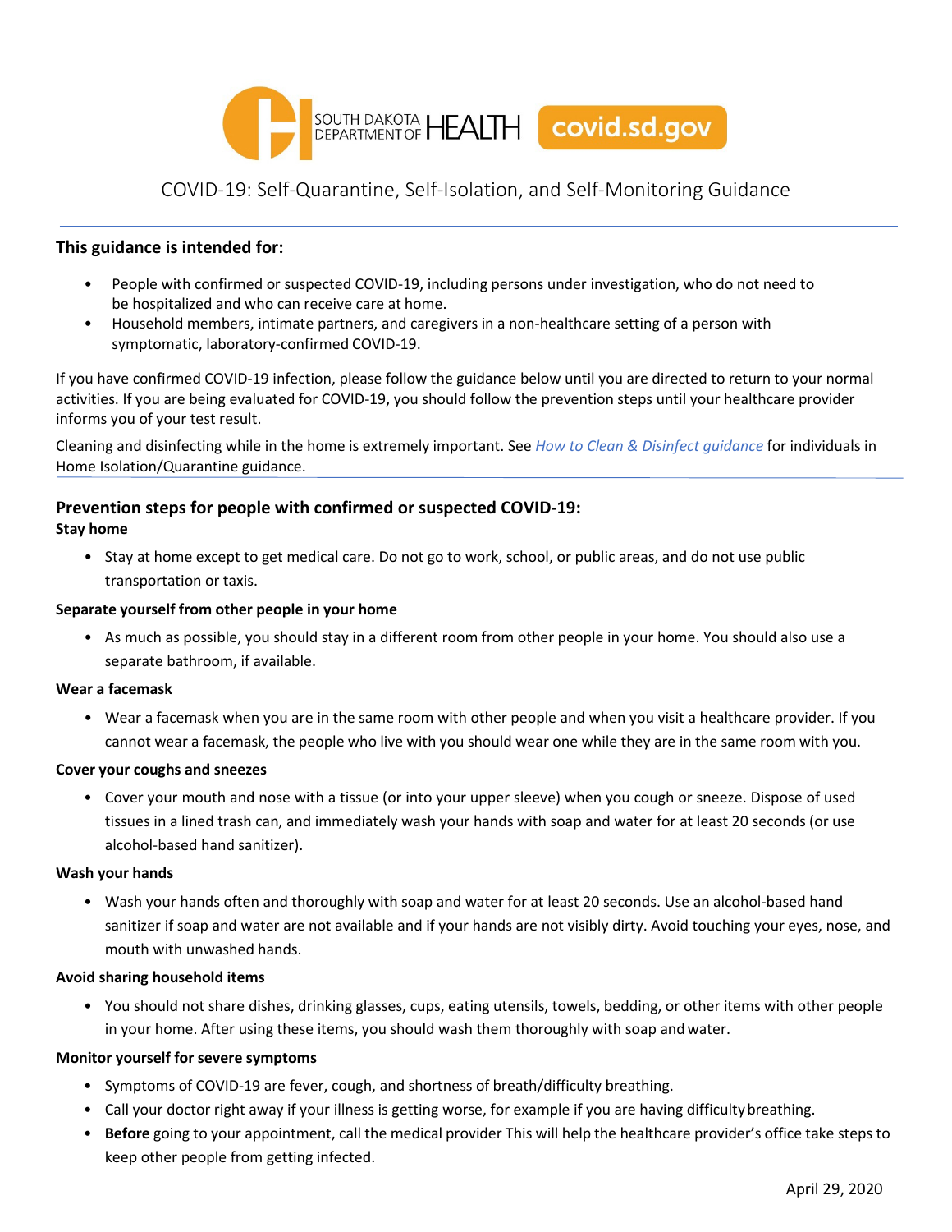SOUTH DAKOTA DEPARTMENT OF HEALTH covid.sd.gov

# COVID-19: Self-Quarantine, Self-Isolation, and Self-Monitoring Guidance

## This guidance is intended for:

- People with confirmed or suspected COVID-19, including persons under investigation, who do not need to be hospitalized and who can receive care at home.
- Household members, intimate partners, and caregivers in a non-healthcare setting of a person with symptomatic, laboratory-confirmed COVID-19.

If you have confirmed COVID-19 infection, please follow the guidance below until you are directed to return to your normal activities. If you are being evaluated for COVID-19, you should follow the prevention steps until your healthcare provider informs you of your test result.

Cleaning and disinfecting while in the home is extremely important. See *How to Clean & Disinfect guidance* for individuals in Home Isolation/Quarantine guidance.

## Prevention steps for people with confirmed or suspected COVID-19:

**Stay home**

- Stay at home except to get medical care. Do not go to work, school, or public areas, and do not use public transportation or taxis.

**Separate yourself from other people in your home**

- As much as possible, you should stay in a different room from other people in your home. You should also use a separate bathroom, if available.

**Wear a facemask**

- Wear a facemask when you are in the same room with other people and when you visit a healthcare provider. If you cannot wear a facemask, the people who live with you should wear one while they are in the same room with you.

**Cover your coughs and sneezes**

- Cover your mouth and nose with a tissue (or into your upper sleeve) when you cough or sneeze. Dispose of used tissues in a lined trash can, and immediately wash your hands with soap and water for at least 20 seconds (or use alcohol-based hand sanitizer).

**Wash your hands**

- Wash your hands often and thoroughly with soap and water for at least 20 seconds. Use an alcohol-based hand sanitizer if soap and water are not available and if your hands are not visibly dirty. Avoid touching your eyes, nose, and mouth with unwashed hands.

**Avoid sharing household items**

- You should not share dishes, drinking glasses, cups, eating utensils, towels, bedding, or other items with other people in your home. After using these items, you should wash them thoroughly with soap and water.

**Monitor yourself for severe symptoms**

- Symptoms of COVID-19 are fever, cough, and shortness of breath/difficulty breathing.
- Call your doctor right away if your illness is getting worse, for example if you are having difficulty breathing.
- **Before** going to your appointment, call the medical provider This will help the healthcare provider's office take steps to keep other people from getting infected.

April 29, 2020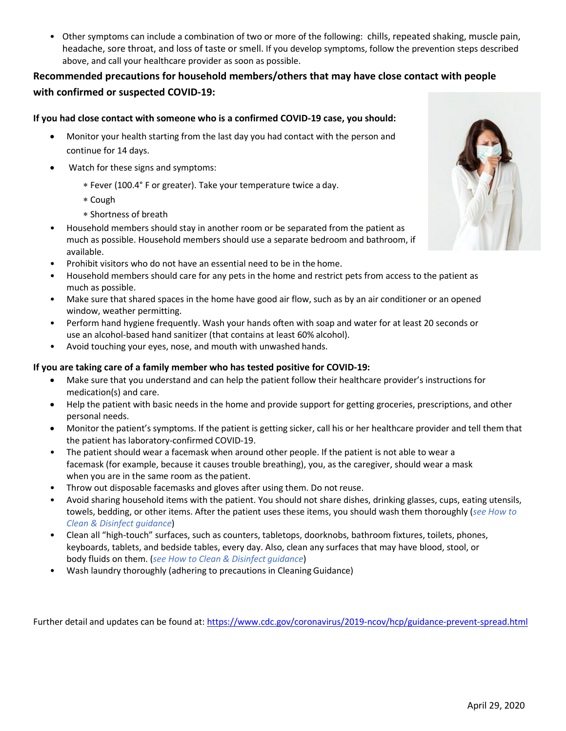- Other symptoms can include a combination of two or more of the following: chills, repeated shaking, muscle pain, headache, sore throat, and loss of taste or smell. If you develop symptoms, follow the prevention steps described above, and call your healthcare provider as soon as possible.

## Recommended precautions for household members/others that may have close contact with people with confirmed or suspected COVID-19:

**If you had close contact with someone who is a confirmed COVID-19 case, you should:**

- Monitor your health starting from the last day you had contact with the person and continue for 14 days.
- Watch for these signs and symptoms:
  - Fever (100.4° F or greater). Take your temperature twice a day.
  - Cough
  - Shortness of breath
- Household members should stay in another room or be separated from the patient as much as possible. Household members should use a separate bedroom and bathroom, if available.
- Prohibit visitors who do not have an essential need to be in the home.
- Household members should care for any pets in the home and restrict pets from access to the patient as much as possible.
- Make sure that shared spaces in the home have good air flow, such as by an air conditioner or an opened window, weather permitting.
- Perform hand hygiene frequently. Wash your hands often with soap and water for at least 20 seconds or use an alcohol-based hand sanitizer (that contains at least 60% alcohol).
- Avoid touching your eyes, nose, and mouth with unwashed hands.

**If you are taking care of a family member who has tested positive for COVID-19:**

- Make sure that you understand and can help the patient follow their healthcare provider's instructions for medication(s) and care.
- Help the patient with basic needs in the home and provide support for getting groceries, prescriptions, and other personal needs.
- Monitor the patient's symptoms. If the patient is getting sicker, call his or her healthcare provider and tell them that the patient has laboratory-confirmed COVID-19.
- The patient should wear a facemask when around other people. If the patient is not able to wear a facemask (for example, because it causes trouble breathing), you, as the caregiver, should wear a mask when you are in the same room as the patient.
- Throw out disposable facemasks and gloves after using them. Do not reuse.
- Avoid sharing household items with the patient. You should not share dishes, drinking glasses, cups, eating utensils, towels, bedding, or other items. After the patient uses these items, you should wash them thoroughly (*see How to Clean & Disinfect guidance*)
- Clean all "high-touch" surfaces, such as counters, tabletops, doorknobs, bathroom fixtures, toilets, phones, keyboards, tablets, and bedside tables, every day. Also, clean any surfaces that may have blood, stool, or body fluids on them. (*see How to Clean & Disinfect guidance*)
- Wash laundry thoroughly (adhering to precautions in Cleaning Guidance)

Further detail and updates can be found at: https://www.cdc.gov/coronavirus/2019-ncov/hcp/guidance-prevent-spread.html

April 29, 2020